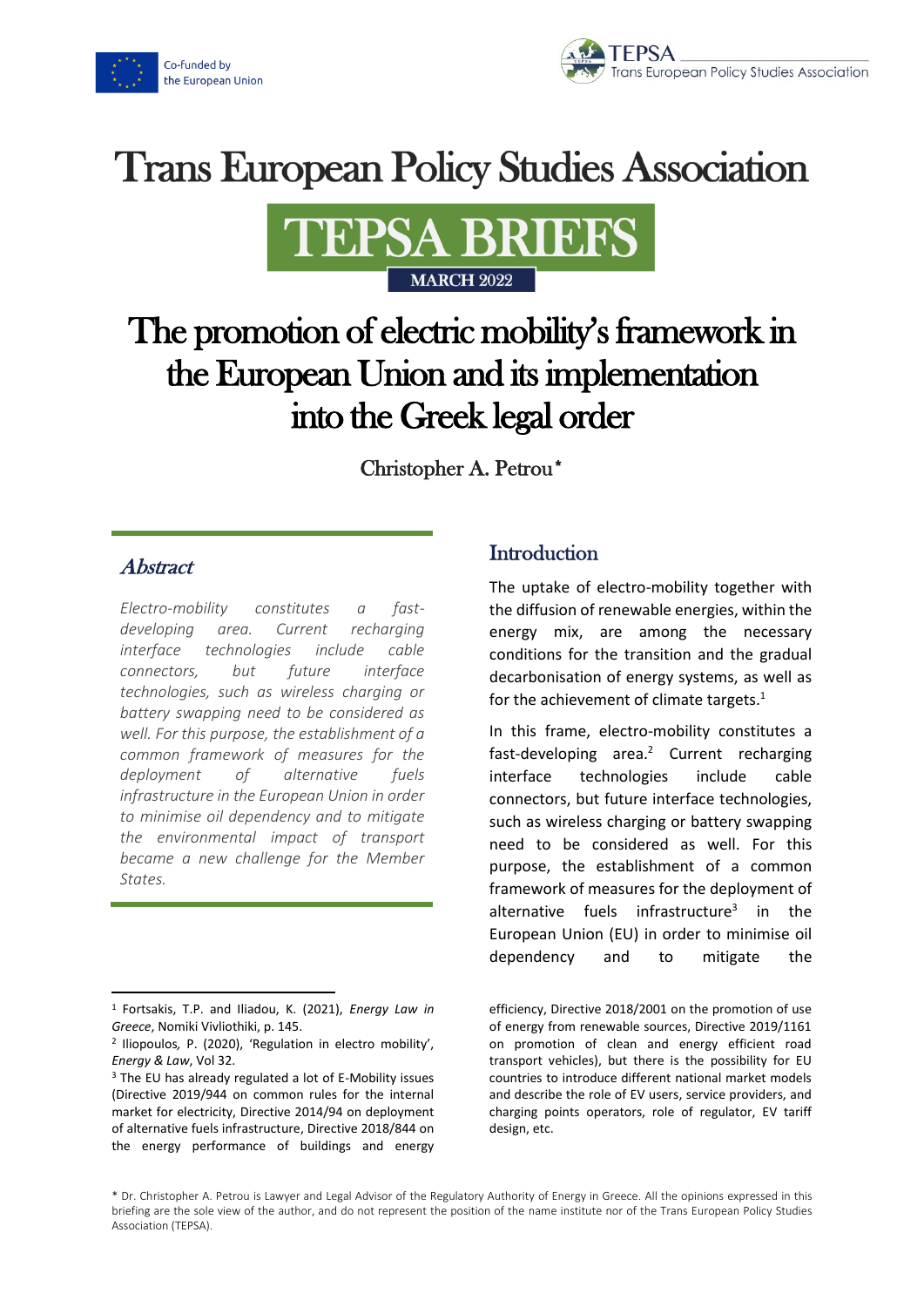Co-funded by the European Union

TEPSA Trans European Policy Studies Association

# Trans European Policy Studies Association

## TEPSA BRIEFS

MARCH 2022

# The promotion of electric mobility's framework in the European Union and its implementation into the Greek legal order

Christopher A. Petrou*

## *Abstract*

*Electro-mobility constitutes a fast-developing area. Current recharging interface technologies include cable connectors, but future interface technologies, such as wireless charging or battery swapping need to be considered as well. For this purpose, the establishment of a common framework of measures for the deployment of alternative fuels infrastructure in the European Union in order to minimise oil dependency and to mitigate the environmental impact of transport became a new challenge for the Member States.*

## Introduction

The uptake of electro-mobility together with the diffusion of renewable energies, within the energy mix, are among the necessary conditions for the transition and the gradual decarbonisation of energy systems, as well as for the achievement of climate targets.[1]

In this frame, electro-mobility constitutes a fast-developing area.[2] Current recharging interface technologies include cable connectors, but future interface technologies, such as wireless charging or battery swapping need to be considered as well. For this purpose, the establishment of a common framework of measures for the deployment of alternative fuels infrastructure[3] in the European Union (EU) in order to minimise oil dependency and to mitigate the

---

[1] Fortsakis, T.P. and Iliadou, K. (2021), *Energy Law in Greece*, Nomiki Vivliothiki, p. 145.

[2] Iliopoulos, P. (2020), 'Regulation in electro mobility', *Energy & Law*, Vol 32.

[3] The EU has already regulated a lot of E-Mobility issues (Directive 2019/944 on common rules for the internal market for electricity, Directive 2014/94 on deployment of alternative fuels infrastructure, Directive 2018/844 on the energy performance of buildings and energy efficiency, Directive 2018/2001 on the promotion of use of energy from renewable sources, Directive 2019/1161 on promotion of clean and energy efficient road transport vehicles), but there is the possibility for EU countries to introduce different national market models and describe the role of EV users, service providers, and charging points operators, role of regulator, EV tariff design, etc.

\* Dr. Christopher A. Petrou is Lawyer and Legal Advisor of the Regulatory Authority of Energy in Greece. All the opinions expressed in this briefing are the sole view of the author, and do not represent the position of the name institute nor of the Trans European Policy Studies Association (TEPSA).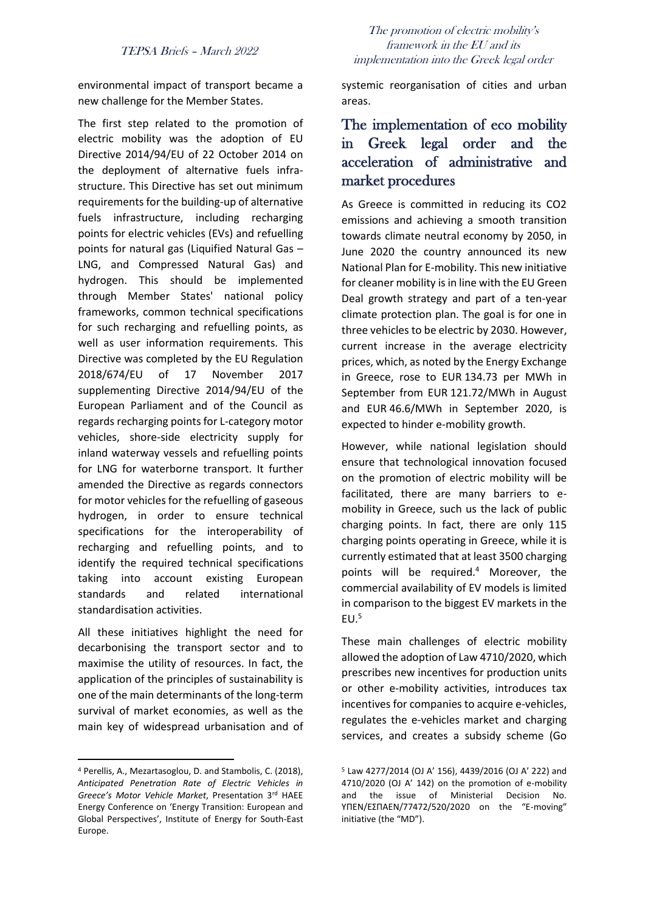environmental impact of transport became a new challenge for the Member States.

The first step related to the promotion of electric mobility was the adoption of EU Directive 2014/94/EU of 22 October 2014 on the deployment of alternative fuels infra-structure. This Directive has set out minimum requirements for the building-up of alternative fuels infrastructure, including recharging points for electric vehicles (EVs) and refuelling points for natural gas (Liquified Natural Gas – LNG, and Compressed Natural Gas) and hydrogen. This should be implemented through Member States' national policy frameworks, common technical specifications for such recharging and refuelling points, as well as user information requirements. This Directive was completed by the EU Regulation 2018/674/EU of 17 November 2017 supplementing Directive 2014/94/EU of the European Parliament and of the Council as regards recharging points for L-category motor vehicles, shore-side electricity supply for inland waterway vessels and refuelling points for LNG for waterborne transport. It further amended the Directive as regards connectors for motor vehicles for the refuelling of gaseous hydrogen, in order to ensure technical specifications for the interoperability of recharging and refuelling points, and to identify the required technical specifications taking into account existing European standards and related international standardisation activities.

All these initiatives highlight the need for decarbonising the transport sector and to maximise the utility of resources. In fact, the application of the principles of sustainability is one of the main determinants of the long-term survival of market economies, as well as the main key of widespread urbanisation and of systemic reorganisation of cities and urban areas.

## The implementation of eco mobility in Greek legal order and the acceleration of administrative and market procedures

As Greece is committed in reducing its CO2 emissions and achieving a smooth transition towards climate neutral economy by 2050, in June 2020 the country announced its new National Plan for E-mobility. This new initiative for cleaner mobility is in line with the EU Green Deal growth strategy and part of a ten-year climate protection plan. The goal is for one in three vehicles to be electric by 2030. However, current increase in the average electricity prices, which, as noted by the Energy Exchange in Greece, rose to EUR 134.73 per MWh in September from EUR 121.72/MWh in August and EUR 46.6/MWh in September 2020, is expected to hinder e-mobility growth.

However, while national legislation should ensure that technological innovation focused on the promotion of electric mobility will be facilitated, there are many barriers to e-mobility in Greece, such us the lack of public charging points. In fact, there are only 115 charging points operating in Greece, while it is currently estimated that at least 3500 charging points will be required.[4] Moreover, the commercial availability of EV models is limited in comparison to the biggest EV markets in the EU.[5]

These main challenges of electric mobility allowed the adoption of Law 4710/2020, which prescribes new incentives for production units or other e-mobility activities, introduces tax incentives for companies to acquire e-vehicles, regulates the e-vehicles market and charging services, and creates a subsidy scheme (Go

---

[4] Perellis, A., Mezartasoglou, D. and Stambolis, C. (2018), *Anticipated Penetration Rate of Electric Vehicles in Greece's Motor Vehicle Market*, Presentation 3rd HAEE Energy Conference on 'Energy Transition: European and Global Perspectives', Institute of Energy for South-East Europe.

[5] Law 4277/2014 (OJ A' 156), 4439/2016 (OJ A' 222) and 4710/2020 (OJ A' 142) on the promotion of e-mobility and the issue of Ministerial Decision No. ΥΠΕΝ/ΕΣΠΑΕΝ/77472/520/2020 on the "E-moving" initiative (the "MD").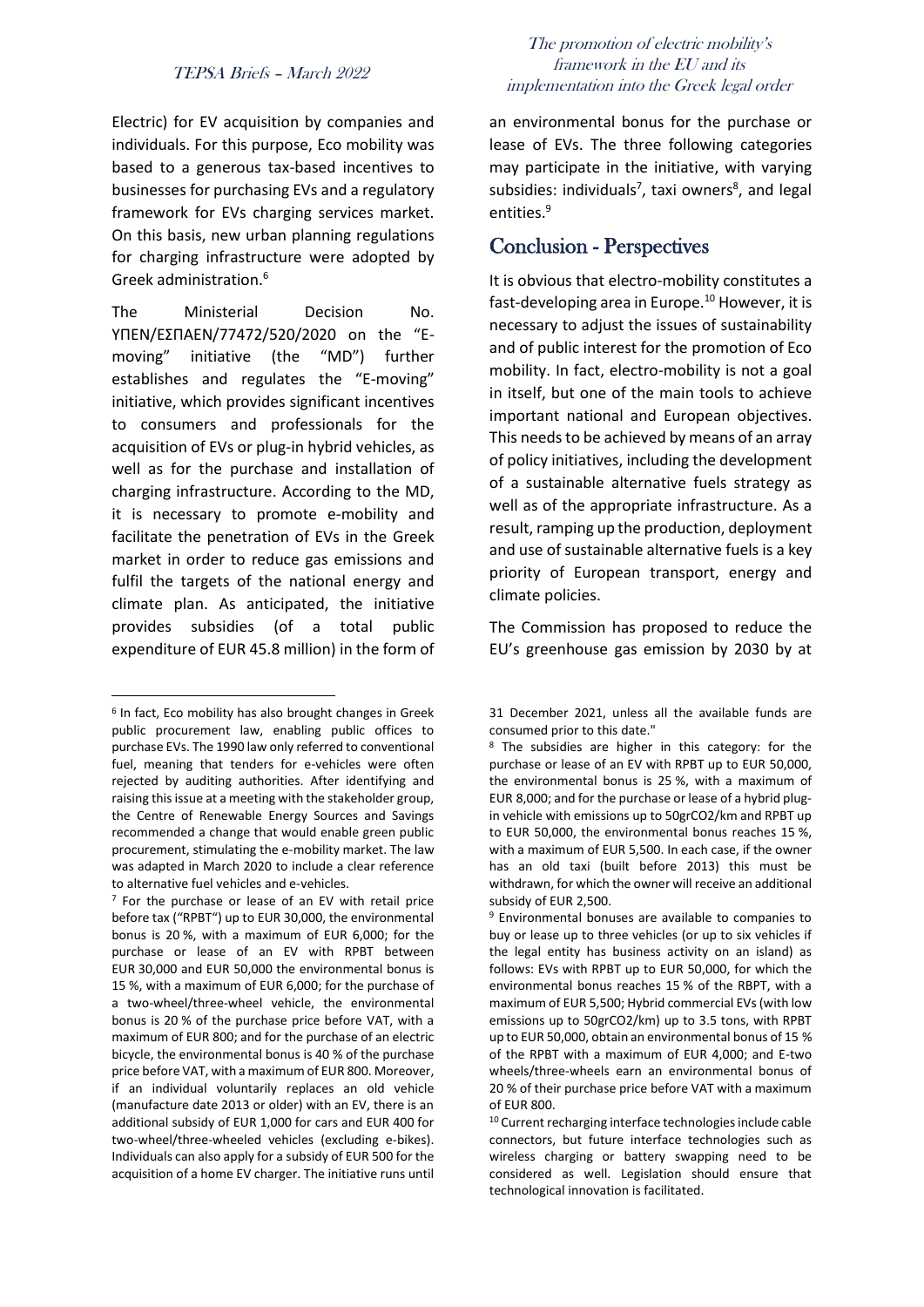Electric) for EV acquisition by companies and individuals. For this purpose, Eco mobility was based to a generous tax-based incentives to businesses for purchasing EVs and a regulatory framework for EVs charging services market. On this basis, new urban planning regulations for charging infrastructure were adopted by Greek administration.[6]

The Ministerial Decision No. ΥΠΕΝ/ΕΣΠΑΕΝ/77472/520/2020 on the "E-moving" initiative (the "MD") further establishes and regulates the "E-moving" initiative, which provides significant incentives to consumers and professionals for the acquisition of EVs or plug-in hybrid vehicles, as well as for the purchase and installation of charging infrastructure. According to the MD, it is necessary to promote e-mobility and facilitate the penetration of EVs in the Greek market in order to reduce gas emissions and fulfil the targets of the national energy and climate plan. As anticipated, the initiative provides subsidies (of a total public expenditure of EUR 45.8 million) in the form of an environmental bonus for the purchase or lease of EVs. The three following categories may participate in the initiative, with varying subsidies: individuals[7], taxi owners[8], and legal entities.[9]

## Conclusion - Perspectives

It is obvious that electro-mobility constitutes a fast-developing area in Europe.[10] However, it is necessary to adjust the issues of sustainability and of public interest for the promotion of Eco mobility. In fact, electro-mobility is not a goal in itself, but one of the main tools to achieve important national and European objectives. This needs to be achieved by means of an array of policy initiatives, including the development of a sustainable alternative fuels strategy as well as of the appropriate infrastructure. As a result, ramping up the production, deployment and use of sustainable alternative fuels is a key priority of European transport, energy and climate policies.

The Commission has proposed to reduce the EU's greenhouse gas emission by 2030 by at

---

[6] In fact, Eco mobility has also brought changes in Greek public procurement law, enabling public offices to purchase EVs. The 1990 law only referred to conventional fuel, meaning that tenders for e-vehicles were often rejected by auditing authorities. After identifying and raising this issue at a meeting with the stakeholder group, the Centre of Renewable Energy Sources and Savings recommended a change that would enable green public procurement, stimulating the e-mobility market. The law was adapted in March 2020 to include a clear reference to alternative fuel vehicles and e-vehicles.

[7] For the purchase or lease of an EV with retail price before tax ("RPBT") up to EUR 30,000, the environmental bonus is 20 %, with a maximum of EUR 6,000; for the purchase or lease of an EV with RPBT between EUR 30,000 and EUR 50,000 the environmental bonus is 15 %, with a maximum of EUR 6,000; for the purchase of a two-wheel/three-wheel vehicle, the environmental bonus is 20 % of the purchase price before VAT, with a maximum of EUR 800; and for the purchase of an electric bicycle, the environmental bonus is 40 % of the purchase price before VAT, with a maximum of EUR 800. Moreover, if an individual voluntarily replaces an old vehicle (manufacture date 2013 or older) with an EV, there is an additional subsidy of EUR 1,000 for cars and EUR 400 for two-wheel/three-wheeled vehicles (excluding e-bikes). Individuals can also apply for a subsidy of EUR 500 for the acquisition of a home EV charger. The initiative runs until 31 December 2021, unless all the available funds are consumed prior to this date."

[8] The subsidies are higher in this category: for the purchase or lease of an EV with RPBT up to EUR 50,000, the environmental bonus is 25 %, with a maximum of EUR 8,000; and for the purchase or lease of a hybrid plug-in vehicle with emissions up to 50grCO2/km and RPBT up to EUR 50,000, the environmental bonus reaches 15 %, with a maximum of EUR 5,500. In each case, if the owner has an old taxi (built before 2013) this must be withdrawn, for which the owner will receive an additional subsidy of EUR 2,500.

[9] Environmental bonuses are available to companies to buy or lease up to three vehicles (or up to six vehicles if the legal entity has business activity on an island) as follows: EVs with RPBT up to EUR 50,000, for which the environmental bonus reaches 15 % of the RBPT, with a maximum of EUR 5,500; Hybrid commercial EVs (with low emissions up to 50grCO2/km) up to 3.5 tons, with RPBT up to EUR 50,000, obtain an environmental bonus of 15 % of the RPBT with a maximum of EUR 4,000; and E-two wheels/three-wheels earn an environmental bonus of 20 % of their purchase price before VAT with a maximum of EUR 800.

[10] Current recharging interface technologies include cable connectors, but future interface technologies such as wireless charging or battery swapping need to be considered as well. Legislation should ensure that technological innovation is facilitated.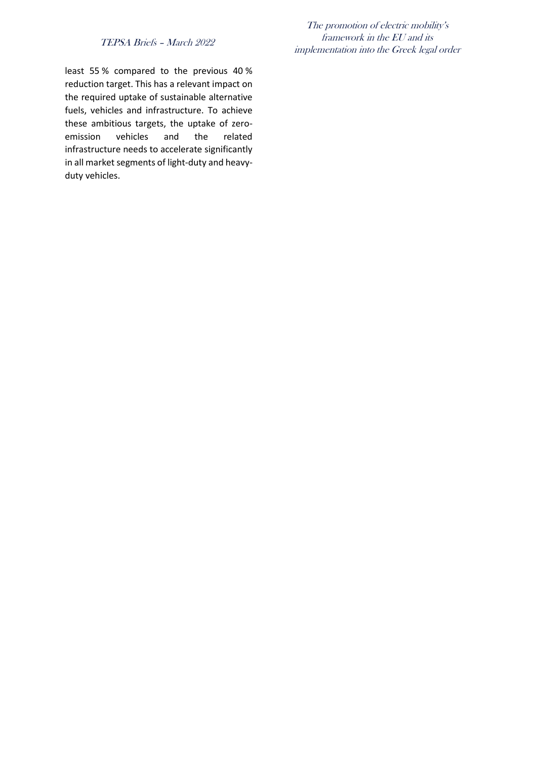least 55 % compared to the previous 40 % reduction target. This has a relevant impact on the required uptake of sustainable alternative fuels, vehicles and infrastructure. To achieve these ambitious targets, the uptake of zero-emission vehicles and the related infrastructure needs to accelerate significantly in all market segments of light-duty and heavy-duty vehicles.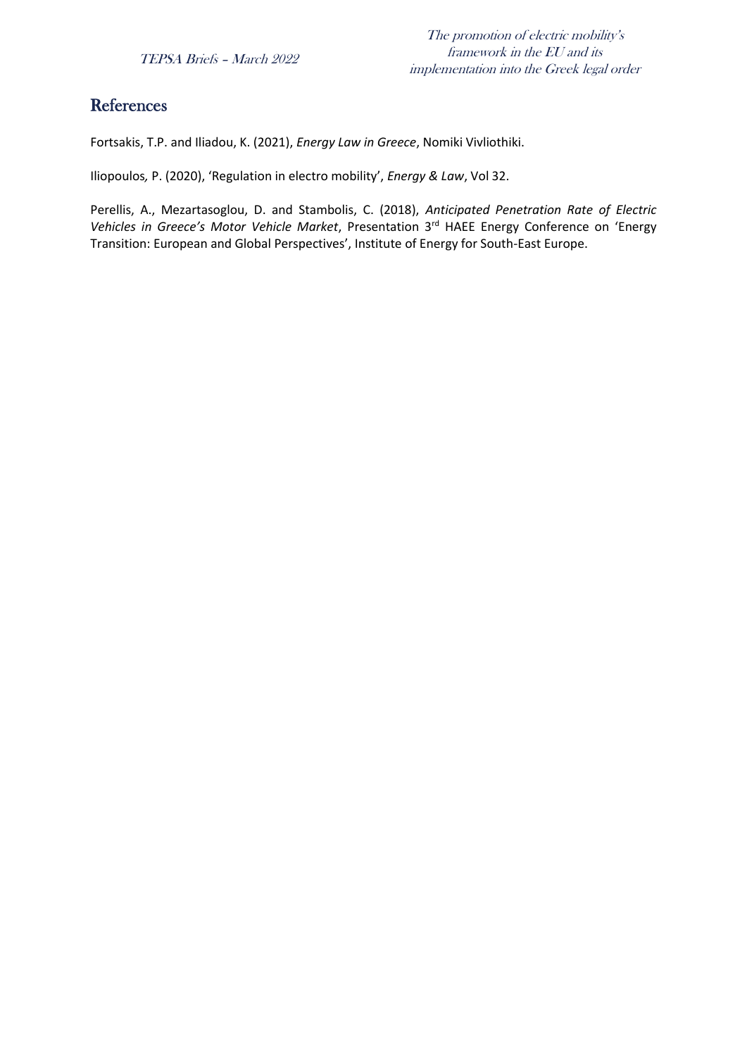## References

Fortsakis, T.P. and Iliadou, K. (2021), *Energy Law in Greece*, Nomiki Vivliothiki.

Iliopoulos, P. (2020), 'Regulation in electro mobility', *Energy & Law*, Vol 32.

Perellis, A., Mezartasoglou, D. and Stambolis, C. (2018), *Anticipated Penetration Rate of Electric Vehicles in Greece's Motor Vehicle Market*, Presentation 3rd HAEE Energy Conference on 'Energy Transition: European and Global Perspectives', Institute of Energy for South-East Europe.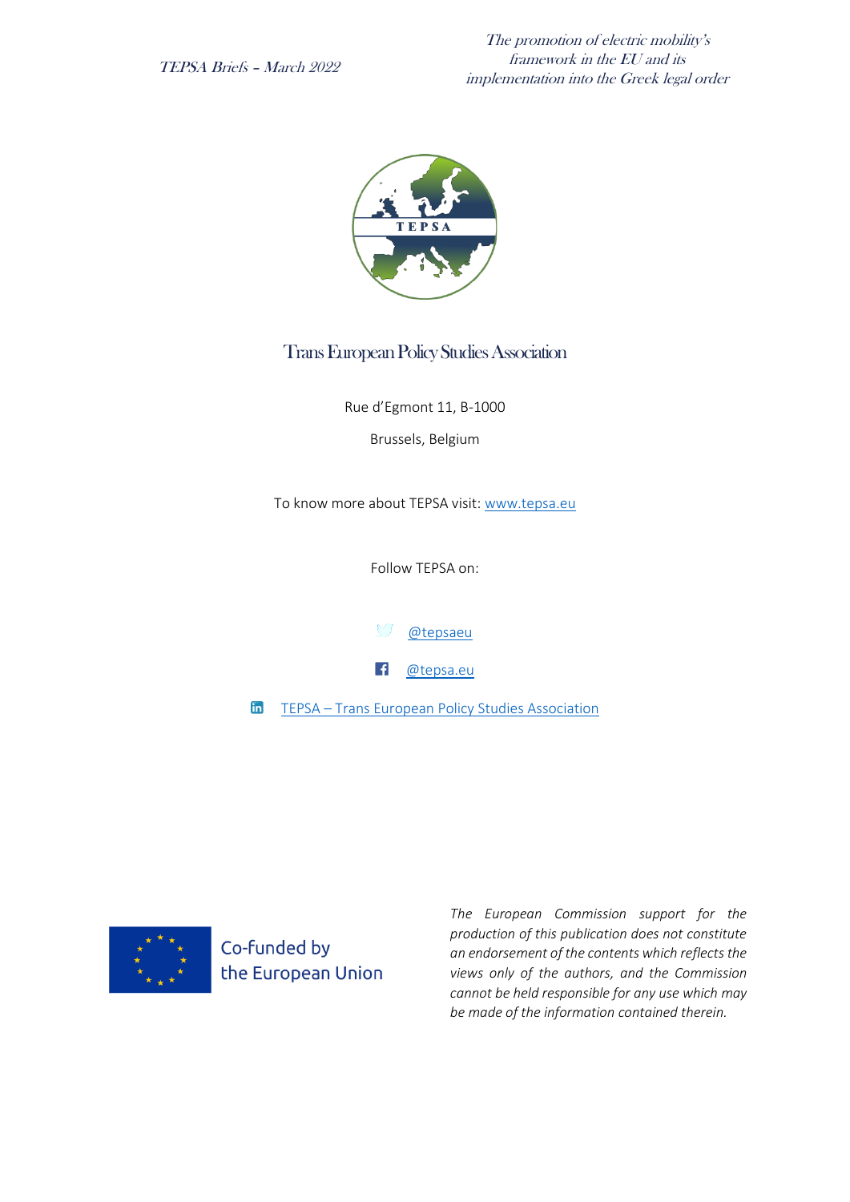Trans European Policy Studies Association

Rue d'Egmont 11, B-1000

Brussels, Belgium

To know more about TEPSA visit: [www.tepsa.eu](http://www.tepsa.eu)

Follow TEPSA on:

@tepsaeu

@tepsa.eu

TEPSA – Trans European Policy Studies Association

Co-funded by the European Union

*The European Commission support for the production of this publication does not constitute an endorsement of the contents which reflects the views only of the authors, and the Commission cannot be held responsible for any use which may be made of the information contained therein.*